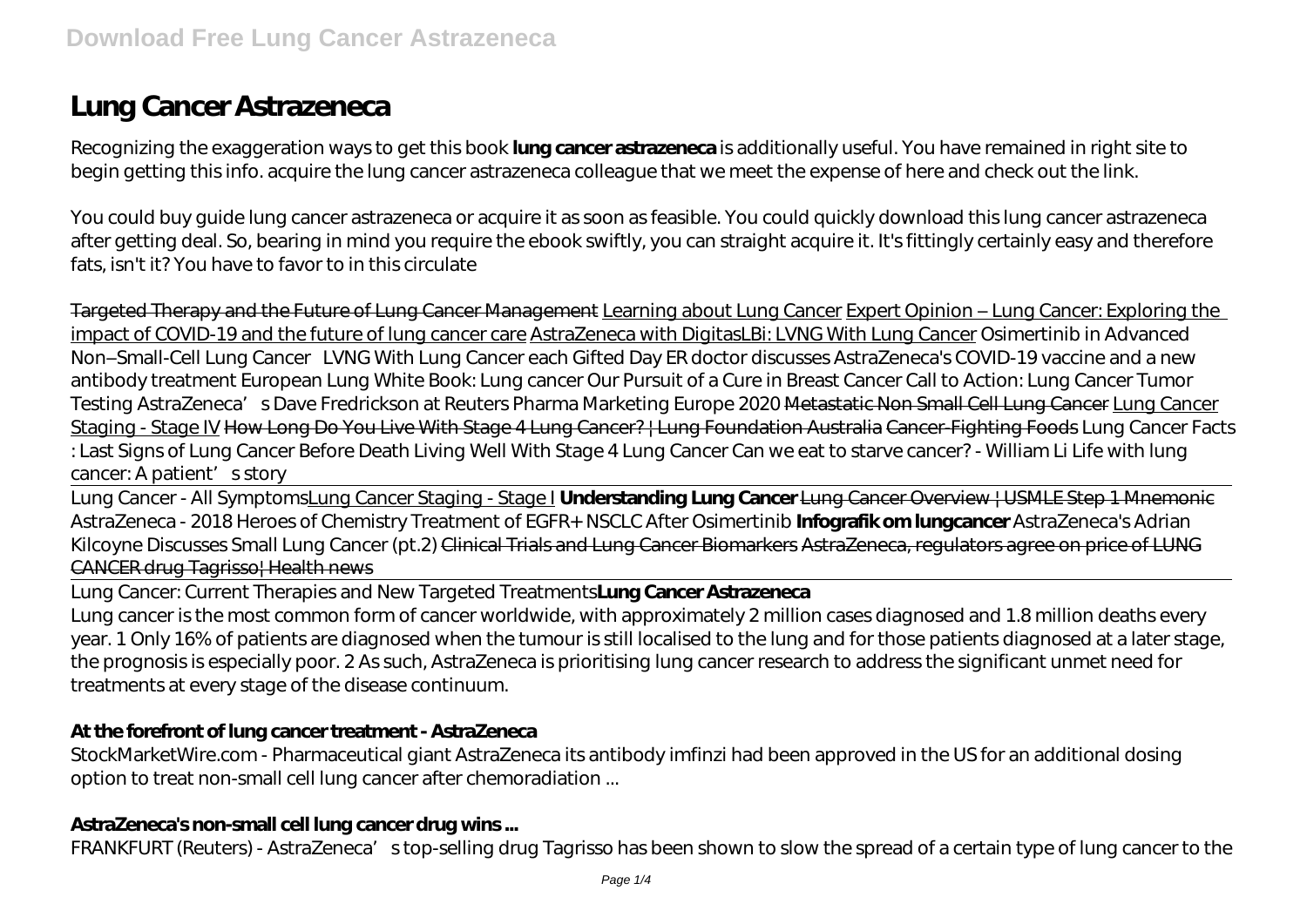# Lung Cancer Astrazeneca

Recognizing the exaggeration ways to get this book **lung cancer astrazeneca** is additionally useful. You have remained in right site to begin getting this info. acquire the lung cancer astrazeneca colleague that we meet the expense of here and check out the link.

You could buy guide lung cancer astrazeneca or acquire it as soon as feasible. You could quickly download this lung cancer astrazeneca after getting deal. So, bearing in mind you require the ebook swiftly, you can straight acquire it. It's fittingly certainly easy and therefore fats, isn't it? You have to favor to in this circulate

~~Targeted Therapy and the Future of Lung Cancer Management~~ Learning about Lung Cancer Expert Opinion – Lung Cancer: Exploring the impact of COVID-19 and the future of lung cancer care AstraZeneca with DigitasLBi: LVNG With Lung Cancer *Osimertinib in Advanced Non–Small-Cell Lung Cancer LVNG With Lung Cancer each Gifted Day ER doctor discusses AstraZeneca's COVID-19 vaccine and a new antibody treatment European Lung White Book: Lung cancer Our Pursuit of a Cure in Breast Cancer Call to Action: Lung Cancer Tumor Testing AstraZeneca's Dave Fredrickson at Reuters Pharma Marketing Europe 2020* ~~Metastatic Non Small Cell Lung Cancer~~ Lung Cancer Staging - Stage IV ~~How Long Do You Live With Stage 4 Lung Cancer? | Lung Foundation Australia~~ ~~Cancer-Fighting Foods~~ *Lung Cancer Facts : Last Signs of Lung Cancer Before Death Living Well With Stage 4 Lung Cancer Can we eat to starve cancer? - William Li Life with lung cancer: A patient's story*

Lung Cancer - All SymptomsLung Cancer Staging - Stage I **Understanding Lung Cancer** ~~Lung Cancer Overview | USMLE Step 1 Mnemonic~~ *AstraZeneca - 2018 Heroes of Chemistry Treatment of EGFR+ NSCLC After Osimertinib* **Infografik om lungcancer** *AstraZeneca's Adrian Kilcoyne Discusses Small Lung Cancer (pt.2)* ~~Clinical Trials and Lung Cancer Biomarkers~~ ~~AstraZeneca, regulators agree on price of LUNG CANCER drug Tagrisso| Health news~~

Lung Cancer: Current Therapies and New Targeted Treatments**Lung Cancer Astrazeneca**

Lung cancer is the most common form of cancer worldwide, with approximately 2 million cases diagnosed and 1.8 million deaths every year. 1 Only 16% of patients are diagnosed when the tumour is still localised to the lung and for those patients diagnosed at a later stage, the prognosis is especially poor. 2 As such, AstraZeneca is prioritising lung cancer research to address the significant unmet need for treatments at every stage of the disease continuum.

### **At the forefront of lung cancer treatment - AstraZeneca**

StockMarketWire.com - Pharmaceutical giant AstraZeneca its antibody imfinzi had been approved in the US for an additional dosing option to treat non-small cell lung cancer after chemoradiation ...

### **AstraZeneca's non-small cell lung cancer drug wins ...**

FRANKFURT (Reuters) - AstraZeneca's top-selling drug Tagrisso has been shown to slow the spread of a certain type of lung cancer to the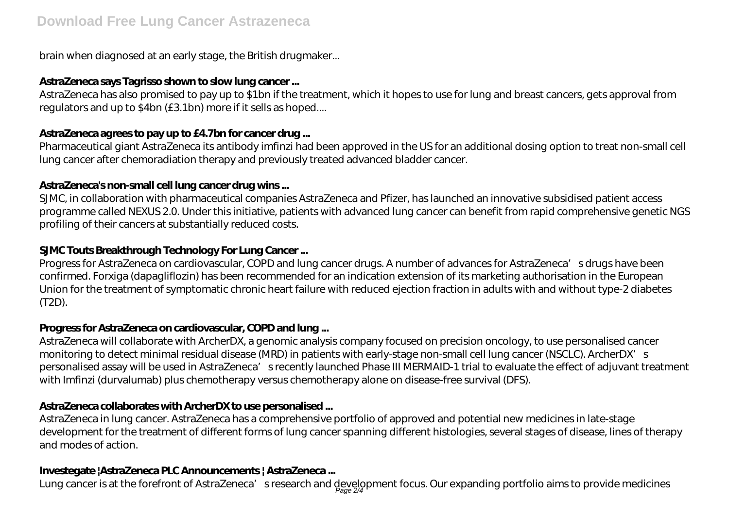brain when diagnosed at an early stage, the British drugmaker...

### AstraZeneca says Tagrisso shown to slow lung cancer ...

AstraZeneca has also promised to pay up to $1bn if the treatment, which it hopes to use for lung and breast cancers, gets approval from regulators and up to $4bn (£3.1bn) more if it sells as hoped....

### AstraZeneca agrees to pay up to £4.7bn for cancer drug ...

Pharmaceutical giant AstraZeneca its antibody imfinzi had been approved in the US for an additional dosing option to treat non-small cell lung cancer after chemoradiation therapy and previously treated advanced bladder cancer.

### AstraZeneca's non-small cell lung cancer drug wins ...

SJMC, in collaboration with pharmaceutical companies AstraZeneca and Pfizer, has launched an innovative subsidised patient access programme called NEXUS 2.0. Under this initiative, patients with advanced lung cancer can benefit from rapid comprehensive genetic NGS profiling of their cancers at substantially reduced costs.

### SJMC Touts Breakthrough Technology For Lung Cancer ...

Progress for AstraZeneca on cardiovascular, COPD and lung cancer drugs. A number of advances for AstraZeneca's drugs have been confirmed. Forxiga (dapagliflozin) has been recommended for an indication extension of its marketing authorisation in the European Union for the treatment of symptomatic chronic heart failure with reduced ejection fraction in adults with and without type-2 diabetes (T2D).

### Progress for AstraZeneca on cardiovascular, COPD and lung ...

AstraZeneca will collaborate with ArcherDX, a genomic analysis company focused on precision oncology, to use personalised cancer monitoring to detect minimal residual disease (MRD) in patients with early-stage non-small cell lung cancer (NSCLC). ArcherDX's personalised assay will be used in AstraZeneca's recently launched Phase III MERMAID-1 trial to evaluate the effect of adjuvant treatment with Imfinzi (durvalumab) plus chemotherapy versus chemotherapy alone on disease-free survival (DFS).

### AstraZeneca collaborates with ArcherDX to use personalised ...

AstraZeneca in lung cancer. AstraZeneca has a comprehensive portfolio of approved and potential new medicines in late-stage development for the treatment of different forms of lung cancer spanning different histologies, several stages of disease, lines of therapy and modes of action.

### Investegate |AstraZeneca PLC Announcements | AstraZeneca ...

Lung cancer is at the forefront of AstraZeneca's research and development focus. Our expanding portfolio aims to provide medicines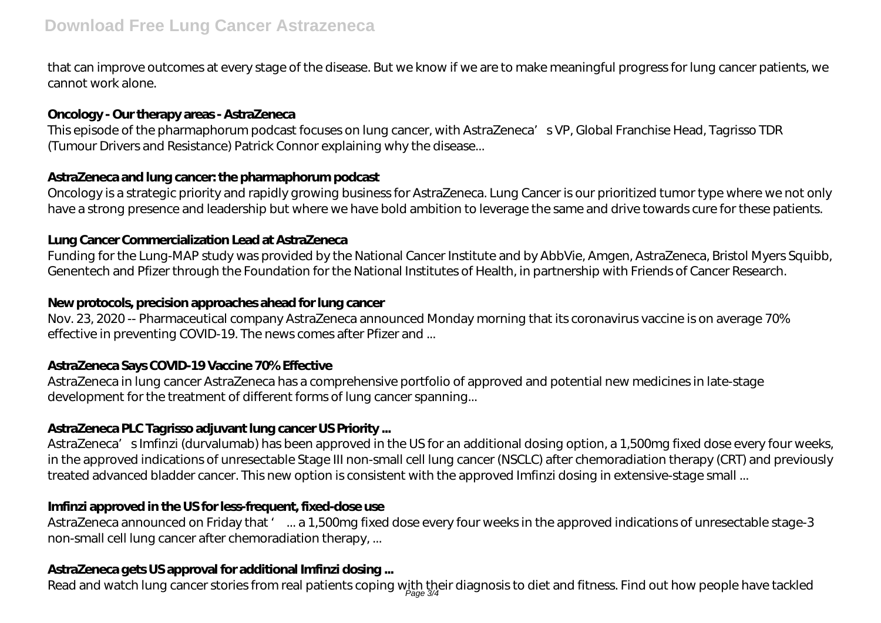that can improve outcomes at every stage of the disease. But we know if we are to make meaningful progress for lung cancer patients, we cannot work alone.

### Oncology - Our therapy areas - AstraZeneca

This episode of the pharmaphorum podcast focuses on lung cancer, with AstraZeneca's VP, Global Franchise Head, Tagrisso TDR (Tumour Drivers and Resistance) Patrick Connor explaining why the disease...

### AstraZeneca and lung cancer: the pharmaphorum podcast

Oncology is a strategic priority and rapidly growing business for AstraZeneca. Lung Cancer is our prioritized tumor type where we not only have a strong presence and leadership but where we have bold ambition to leverage the same and drive towards cure for these patients.

### Lung Cancer Commercialization Lead at AstraZeneca

Funding for the Lung-MAP study was provided by the National Cancer Institute and by AbbVie, Amgen, AstraZeneca, Bristol Myers Squibb, Genentech and Pfizer through the Foundation for the National Institutes of Health, in partnership with Friends of Cancer Research.

### New protocols, precision approaches ahead for lung cancer

Nov. 23, 2020 -- Pharmaceutical company AstraZeneca announced Monday morning that its coronavirus vaccine is on average 70% effective in preventing COVID-19. The news comes after Pfizer and ...

### AstraZeneca Says COVID-19 Vaccine 70% Effective

AstraZeneca in lung cancer AstraZeneca has a comprehensive portfolio of approved and potential new medicines in late-stage development for the treatment of different forms of lung cancer spanning...

### AstraZeneca PLC Tagrisso adjuvant lung cancer US Priority ...

AstraZeneca's Imfinzi (durvalumab) has been approved in the US for an additional dosing option, a 1,500mg fixed dose every four weeks, in the approved indications of unresectable Stage III non-small cell lung cancer (NSCLC) after chemoradiation therapy (CRT) and previously treated advanced bladder cancer. This new option is consistent with the approved Imfinzi dosing in extensive-stage small ...

### Imfinzi approved in the US for less-frequent, fixed-dose use

AstraZeneca announced on Friday that ' ... a 1,500mg fixed dose every four weeks in the approved indications of unresectable stage-3 non-small cell lung cancer after chemoradiation therapy, ...

### AstraZeneca gets US approval for additional Imfinzi dosing ...

Read and watch lung cancer stories from real patients coping with their diagnosis to diet and fitness. Find out how people have tackled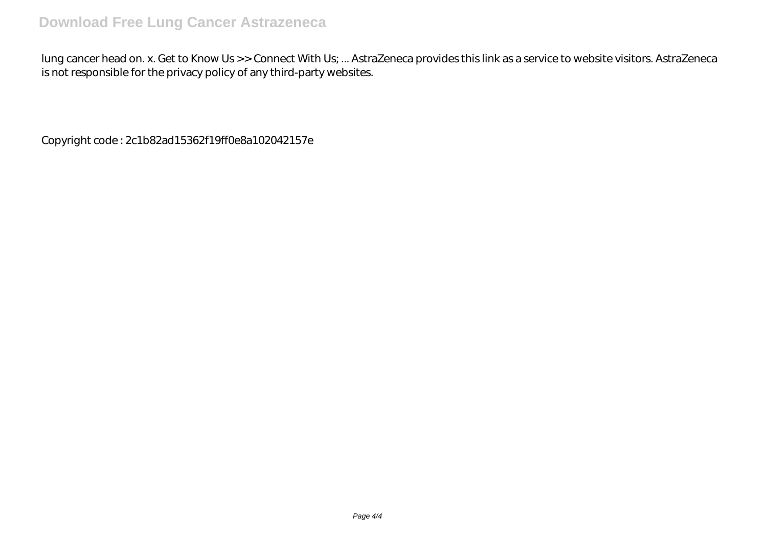lung cancer head on. x. Get to Know Us >> Connect With Us; ... AstraZeneca provides this link as a service to website visitors. AstraZeneca is not responsible for the privacy policy of any third-party websites.

Copyright code : 2c1b82ad15362f19ff0e8a102042157e